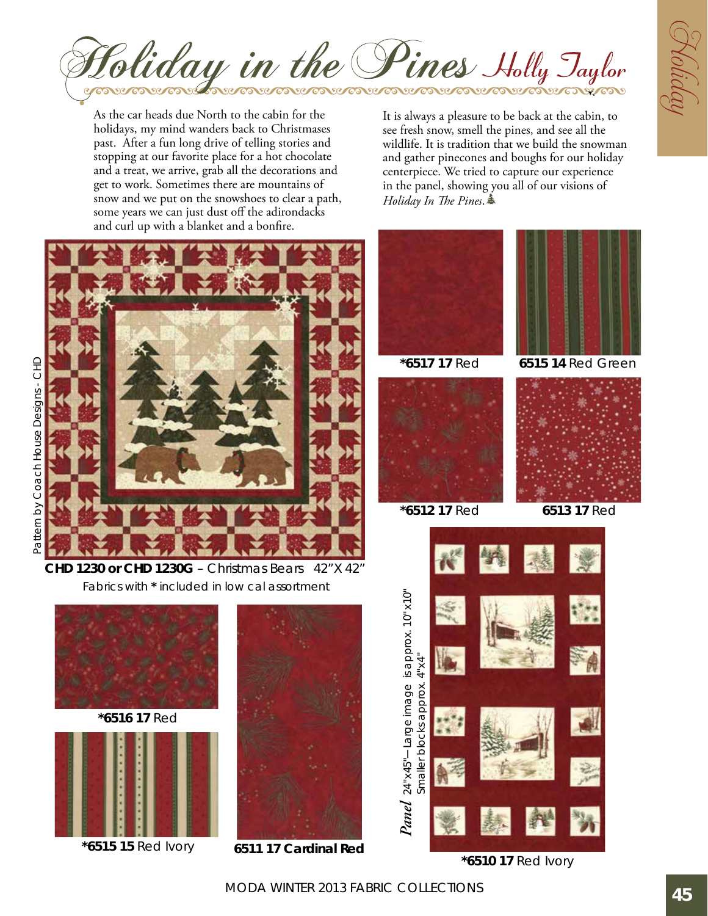# Holiday in the Pines

## Holly Taylor

As the car heads due North to the cabin for the holidays, my mind wanders back to Christmases past. After a fun long drive of telling stories and stopping at our favorite place for a hot chocolate and a treat, we arrive, grab all the decorations and get to work. Sometimes there are mountains of snow and we put on the snowshoes to clear a path, some years we can just dust off the adirondacks and curl up with a blanket and a bonfire.

It is always a pleasure to be back at the cabin, to see fresh snow, smell the pines, and see all the wildlife. It is tradition that we build the snowman and gather pinecones and boughs for our holiday centerpiece. We tried to capture our experience in the panel, showing you all of our visions of *Holiday In The Pines.*

Pattern by Coach House Designs - CHD

**CHD 1230 or CHD 1230G** – Christmas Bears 42"X 42"

Fabrics with * included in low cal assortment

**\*6517 17** Red

**6515 14** Red Green

**\*6512 17** Red

**6513 17** Red

**\*6516 17** Red

**\*6515 15** Red Ivory

**6511 17 Cardinal Red**

*Panel* 24"x45"– Large image is approx. 10"x10" Smaller blocks approx. 4"x4"

**\*6510 17** Red Ivory

MODA WINTER 2013 FABRIC COLLECTIONS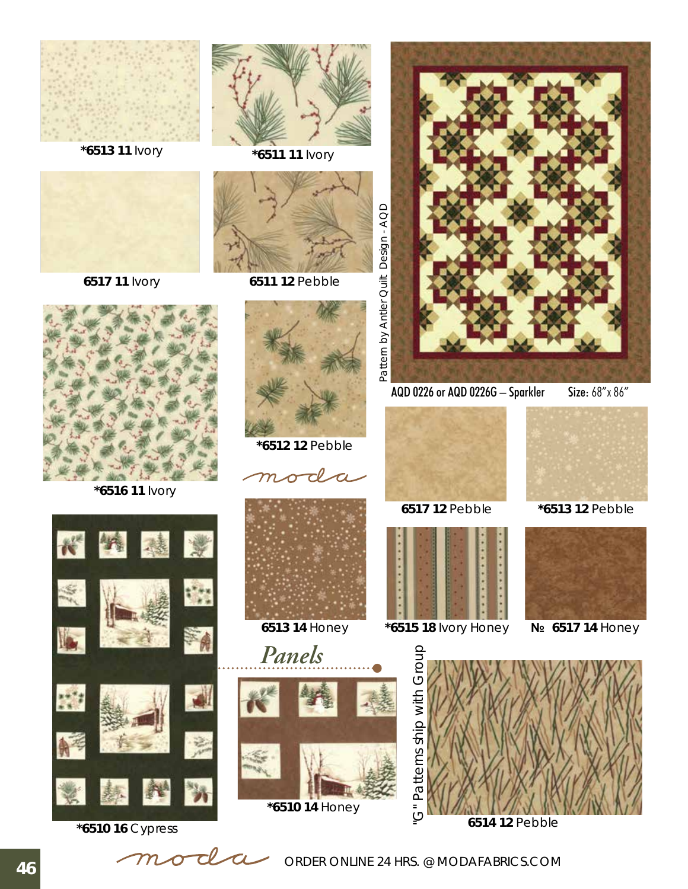**\*6513 11** Ivory

**\*6511 11** Ivory

**6517 11** Ivory

**6511 12** Pebble

Pattern by Antler Quilt Design - AQD

AQD 0226 or AQD 0226G – Sparkler Size: 68" x 86"

**\*6516 11** Ivory

**\*6512 12** Pebble

moda

**6517 12** Pebble

**\*6513 12** Pebble

**6513 14** Honey

**\*6515 18** Ivory Honey

№ **6517 14** Honey

## Panels

"G" Patterns ship with Group

**\*6510 14** Honey

**\*6510 16** Cypress

**6514 12** Pebble

moda ORDER ONLINE 24 HRS. @ MODAFABRICS.COM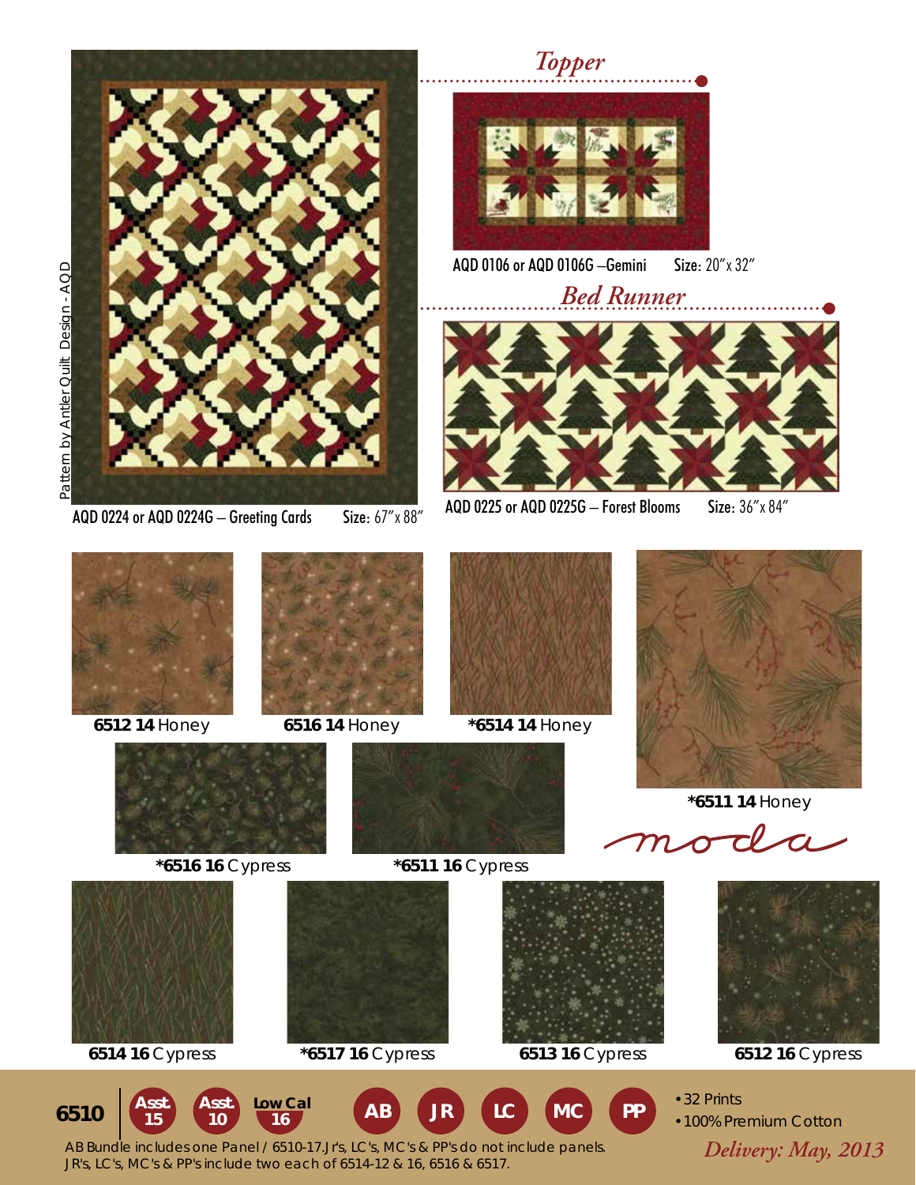Pattern by Antler Quilt Design - AQD

AQD 0224 or AQD 0224G – Greeting Cards Size: 67″ x 88″

## *Topper*

AQD 0106 or AQD 0106G –Gemini Size: 20″ x 32″

## *Bed Runner*

AQD 0225 or AQD 0225G – Forest Blooms Size: 36″ x 84″

**6512 14** Honey

**6516 14** Honey

**\*6514 14** Honey

**\*6511 14** Honey

**\*6516 16** Cypress

**\*6511 16** Cypress

moda

**6514 16** Cypress

**\*6517 16** Cypress

**6513 16** Cypress

**6512 16** Cypress

**6510** | **Asst. 15** | **Asst. 10** | **Low Cal 16** | **AB** | **JR** | **LC** | **MC** | **PP**

- 32 Prints
- 100% Premium Cotton

AB Bundle includes one Panel / 6510-17. Jr's, LC's, MC's & PP's do not include panels.
JR's, LC's, MC's & PP's include two each of 6514-12 & 16, 6516 & 6517.

*Delivery: May, 2013*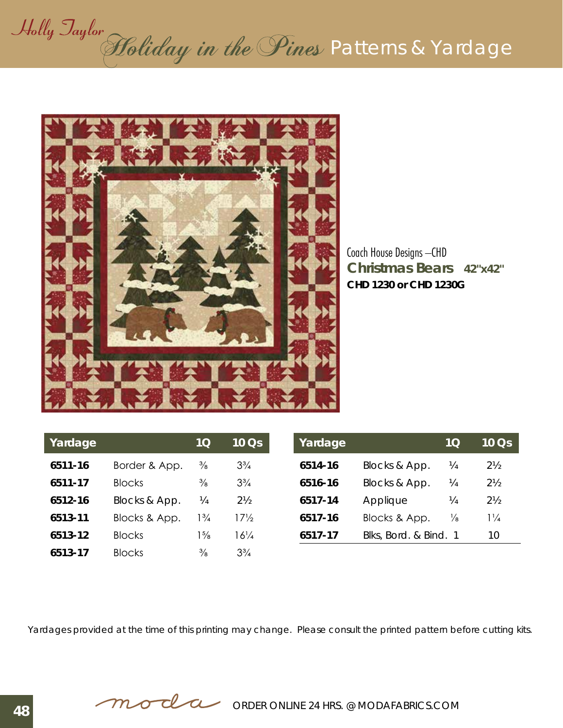Holly Taylor *Holiday in the Pines* Patterns & Yardage

Coach House Designs – CHD
**Christmas Bears** **42"x42"**
**CHD 1230 or CHD 1230G**

| Yardage | | 1Q | 10 Qs |
|---|---|---|---|
| **6511-16** | Border & App. | ⅜ | 3¾ |
| **6511-17** | Blocks | ⅜ | 3¾ |
| **6512-16** | Blocks & App. | ¼ | 2½ |
| **6513-11** | Blocks & App. | 1¾ | 17½ |
| **6513-12** | Blocks | 1⅝ | 16¼ |
| **6513-17** | Blocks | ⅜ | 3¾ |

| Yardage | | 1Q | 10 Qs |
|---|---|---|---|
| **6514-16** | Blocks & App. | ¼ | 2½ |
| **6516-16** | Blocks & App. | ¼ | 2½ |
| **6517-14** | Applique | ¼ | 2½ |
| **6517-16** | Blocks & App. | ⅛ | 1¼ |
| **6517-17** | Blks, Bord. & Bind. | 1 | 10 |

Yardages provided at the time of this printing may change. Please consult the printed pattern before cutting kits.

moda ORDER ONLINE 24 HRS. @ MODAFABRICS.COM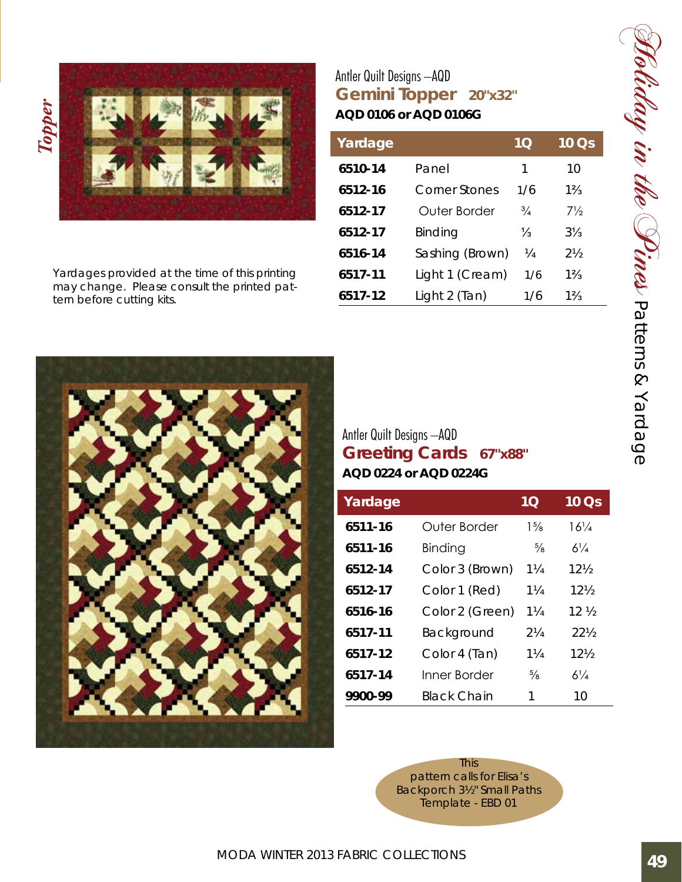*Topper*

Antler Quilt Designs –AQD

## Gemini Topper 20"x32"

**AQD 0106 or AQD 0106G**

| Yardage | | 1Q | 10 Qs |
|---|---|---|---|
| **6510-14** | Panel | 1 | 10 |
| **6512-16** | Corner Stones | 1/6 | 1⅔ |
| **6512-17** | Outer Border | ¾ | 7½ |
| **6512-17** | Binding | ⅓ | 3⅓ |
| **6516-14** | Sashing (Brown) | ¼ | 2½ |
| **6517-11** | Light 1 (Cream) | 1/6 | 1⅔ |
| **6517-12** | Light 2 (Tan) | 1/6 | 1⅔ |

Yardages provided at the time of this printing may change. Please consult the printed pattern before cutting kits.

Antler Quilt Designs –AQD

## Greeting Cards 67"x88"

**AQD 0224 or AQD 0224G**

| Yardage | | 1Q | 10 Qs |
|---|---|---|---|
| **6511-16** | Outer Border | 1⅝ | 16¼ |
| **6511-16** | Binding | ⅝ | 6¼ |
| **6512-14** | Color 3 (Brown) | 1¼ | 12½ |
| **6512-17** | Color 1 (Red) | 1¼ | 12½ |
| **6516-16** | Color 2 (Green) | 1¼ | 12 ½ |
| **6517-11** | Background | 2¼ | 22½ |
| **6517-12** | Color 4 (Tan) | 1¼ | 12½ |
| **6517-14** | Inner Border | ⅝ | 6¼ |
| **9900-99** | Black Chain | 1 | 10 |

This pattern calls for Elisa's Backporch 3½" Small Paths Template - EBD 01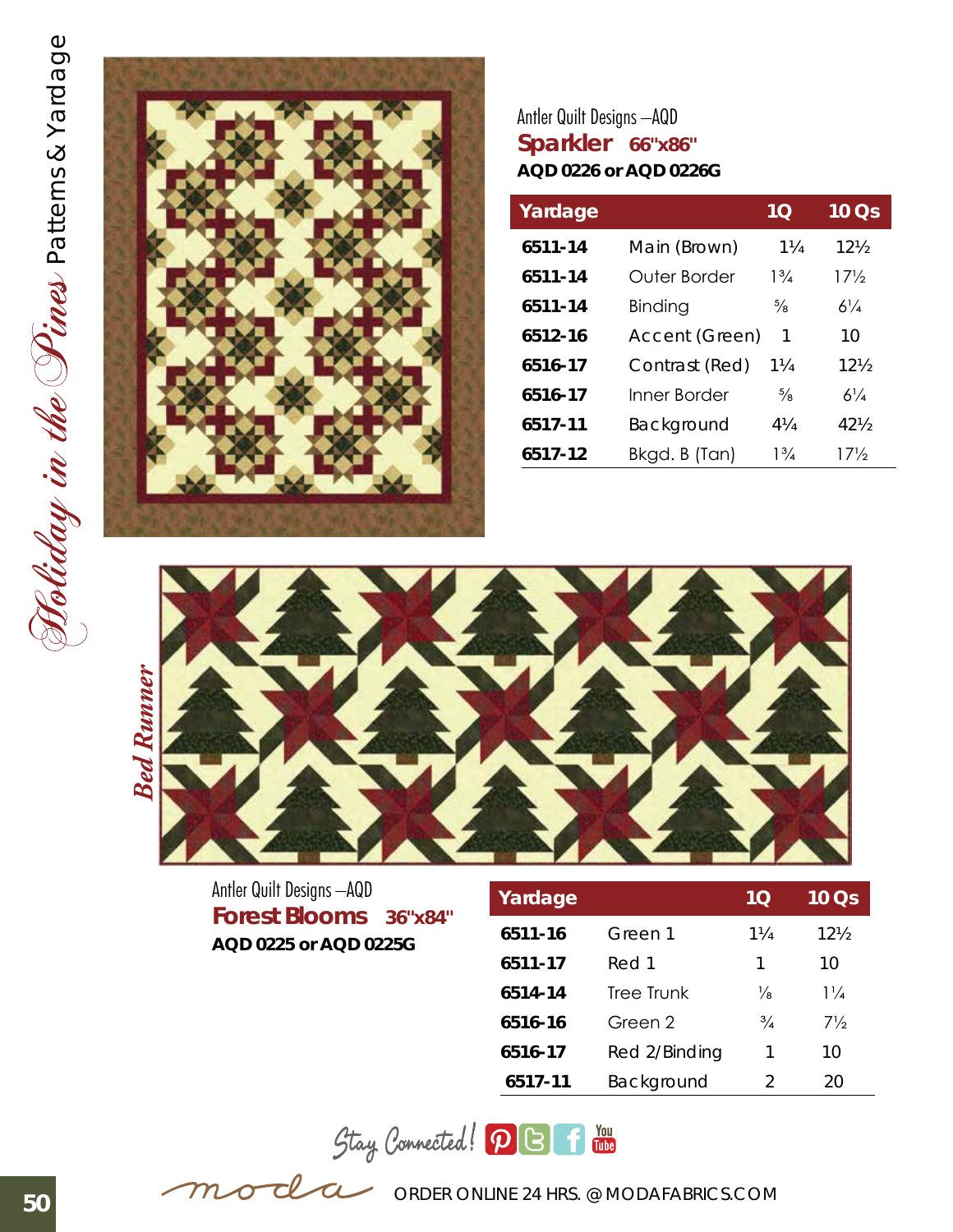Antler Quilt Designs –AQD

## Sparkler 66"x86"

**AQD 0226 or AQD 0226G**

| Yardage | | 1Q | 10 Qs |
|---|---|---|---|
| 6511-14 | Main (Brown) | 1¼ | 12½ |
| 6511-14 | Outer Border | 1¾ | 17½ |
| 6511-14 | Binding | ⅝ | 6¼ |
| 6512-16 | Accent (Green) | 1 | 10 |
| 6516-17 | Contrast (Red) | 1¼ | 12½ |
| 6516-17 | Inner Border | ⅝ | 6¼ |
| 6517-11 | Background | 4¼ | 42½ |
| 6517-12 | Bkgd. B (Tan) | 1¾ | 17½ |

*Bed Runner*

Antler Quilt Designs –AQD

## Forest Blooms 36"x84"

**AQD 0225 or AQD 0225G**

| Yardage | | 1Q | 10 Qs |
|---|---|---|---|
| 6511-16 | Green 1 | 1¼ | 12½ |
| 6511-17 | Red 1 | 1 | 10 |
| 6514-14 | Tree Trunk | ⅛ | 1¼ |
| 6516-16 | Green 2 | ¾ | 7½ |
| 6516-17 | Red 2/Binding | 1 | 10 |
| 6517-11 | Background | 2 | 20 |

Stay Connected!

moda ORDER ONLINE 24 HRS. @ MODAFABRICS.COM